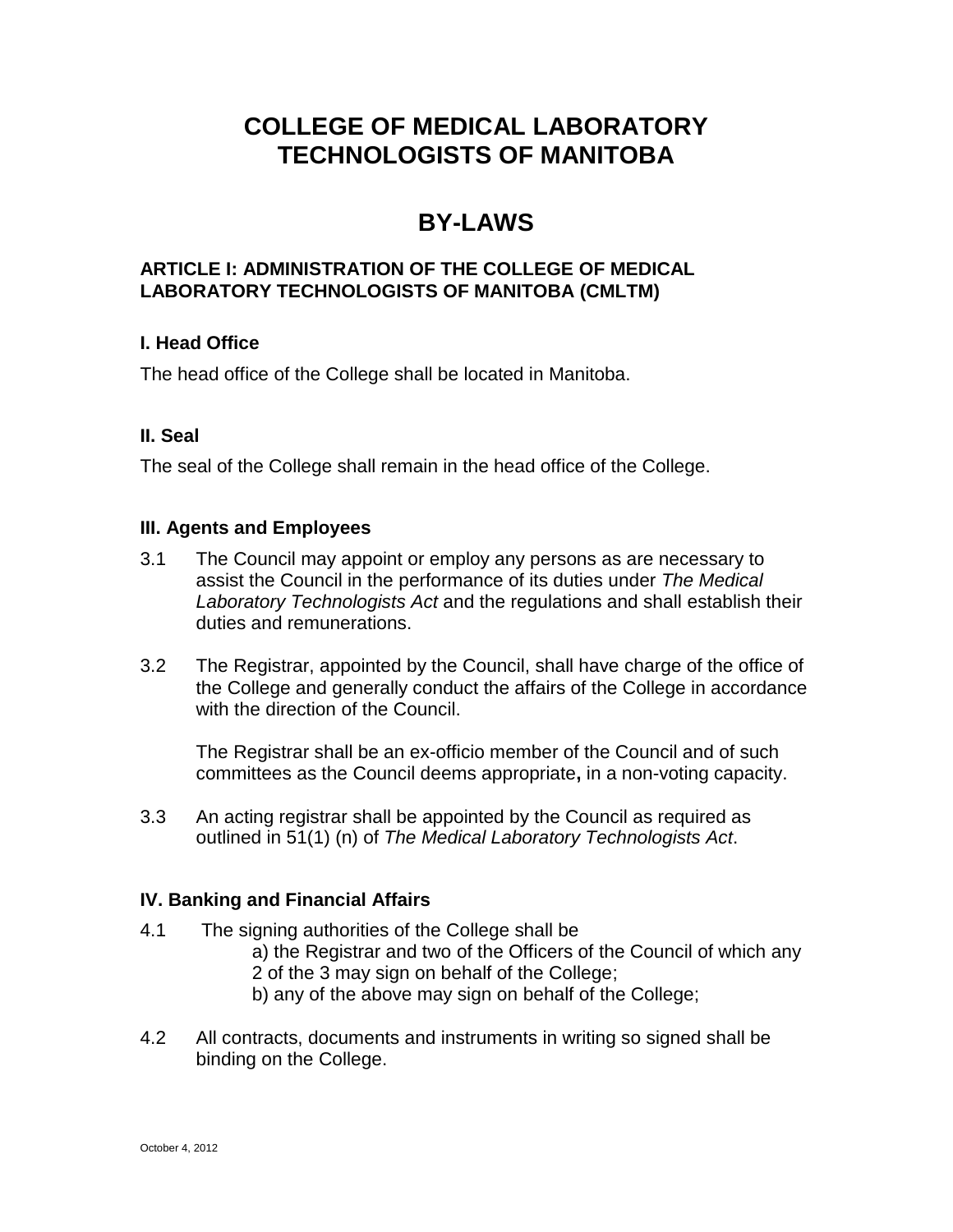# COLLEGE OF MEDICAL LABORATORY TECHNOLOGISTS OF MANITOBA

# BY-LAWS

## ARTICLE I: ADMINISTRATION OF THE COLLEGE OF MEDICAL LABORATORY TECHNOLOGISTS OF MANITOBA (CMLTM)

### I. Head Office

The head office of the College shall be located in Manitoba.

### II. Seal

The seal of the College shall remain in the head office of the College.

### III. Agents and Employees

3.1 The Council may appoint or employ any persons as are necessary to assist the Council in the performance of its duties under *The Medical Laboratory Technologists Act* and the regulations and shall establish their duties and remunerations.

3.2 The Registrar, appointed by the Council, shall have charge of the office of the College and generally conduct the affairs of the College in accordance with the direction of the Council.

The Registrar shall be an ex-officio member of the Council and of such committees as the Council deems appropriate**,** in a non-voting capacity.

3.3 An acting registrar shall be appointed by the Council as required as outlined in 51(1) (n) of *The Medical Laboratory Technologists Act*.

### IV. Banking and Financial Affairs

4.1 The signing authorities of the College shall be

a) the Registrar and two of the Officers of the Council of which any 2 of the 3 may sign on behalf of the College;

b) any of the above may sign on behalf of the College;

4.2 All contracts, documents and instruments in writing so signed shall be binding on the College.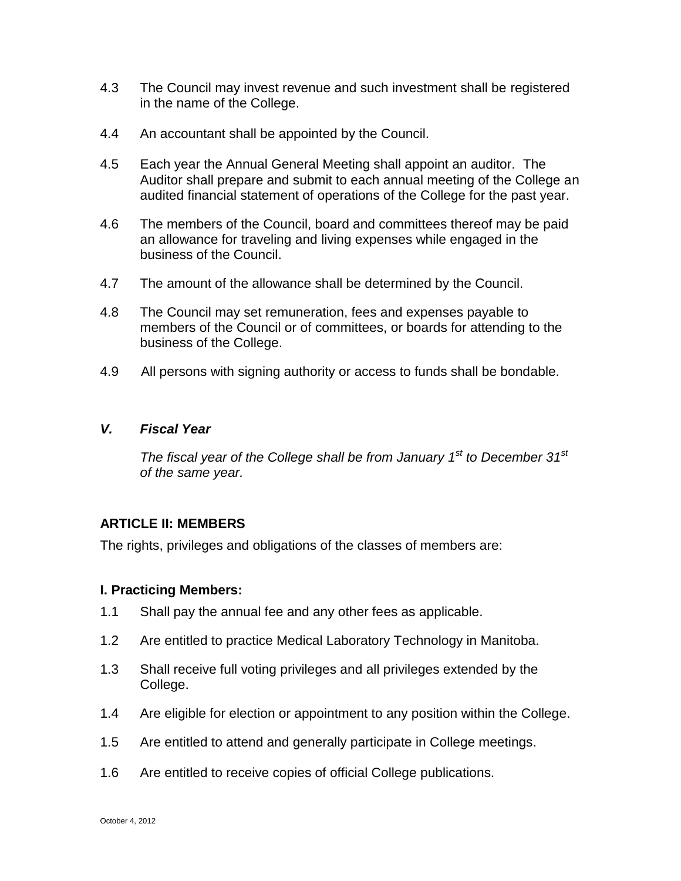4.3 The Council may invest revenue and such investment shall be registered in the name of the College.

4.4 An accountant shall be appointed by the Council.

4.5 Each year the Annual General Meeting shall appoint an auditor. The Auditor shall prepare and submit to each annual meeting of the College an audited financial statement of operations of the College for the past year.

4.6 The members of the Council, board and committees thereof may be paid an allowance for traveling and living expenses while engaged in the business of the Council.

4.7 The amount of the allowance shall be determined by the Council.

4.8 The Council may set remuneration, fees and expenses payable to members of the Council or of committees, or boards for attending to the business of the College.

4.9 All persons with signing authority or access to funds shall be bondable.

### *V. Fiscal Year*

*The fiscal year of the College shall be from January 1st to December 31st of the same year.*

## ARTICLE II: MEMBERS

The rights, privileges and obligations of the classes of members are:

### I. Practicing Members:

1.1 Shall pay the annual fee and any other fees as applicable.

1.2 Are entitled to practice Medical Laboratory Technology in Manitoba.

1.3 Shall receive full voting privileges and all privileges extended by the College.

1.4 Are eligible for election or appointment to any position within the College.

1.5 Are entitled to attend and generally participate in College meetings.

1.6 Are entitled to receive copies of official College publications.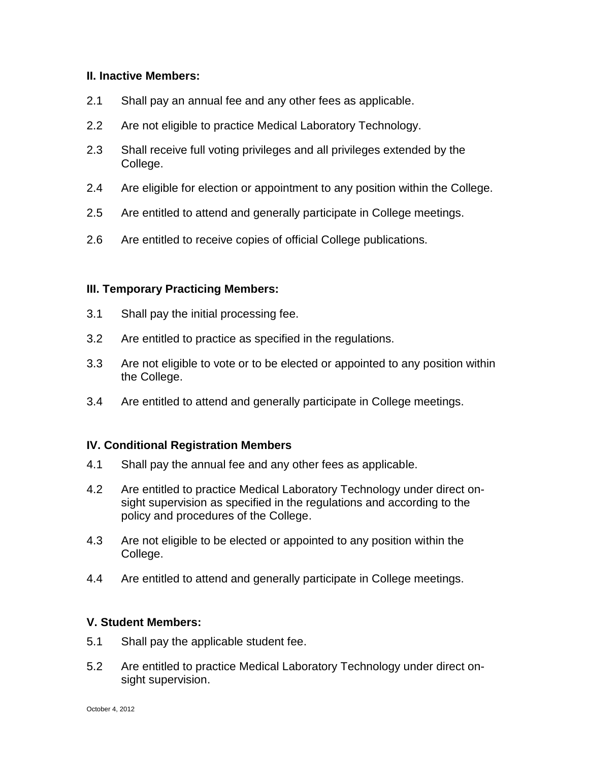### II. Inactive Members:

2.1 Shall pay an annual fee and any other fees as applicable.

2.2 Are not eligible to practice Medical Laboratory Technology.

2.3 Shall receive full voting privileges and all privileges extended by the College.

2.4 Are eligible for election or appointment to any position within the College.

2.5 Are entitled to attend and generally participate in College meetings.

2.6 Are entitled to receive copies of official College publications.

### III. Temporary Practicing Members:

3.1 Shall pay the initial processing fee.

3.2 Are entitled to practice as specified in the regulations.

3.3 Are not eligible to vote or to be elected or appointed to any position within the College.

3.4 Are entitled to attend and generally participate in College meetings.

### IV. Conditional Registration Members

4.1 Shall pay the annual fee and any other fees as applicable.

4.2 Are entitled to practice Medical Laboratory Technology under direct on-sight supervision as specified in the regulations and according to the policy and procedures of the College.

4.3 Are not eligible to be elected or appointed to any position within the College.

4.4 Are entitled to attend and generally participate in College meetings.

### V. Student Members:

5.1 Shall pay the applicable student fee.

5.2 Are entitled to practice Medical Laboratory Technology under direct on-sight supervision.

October 4, 2012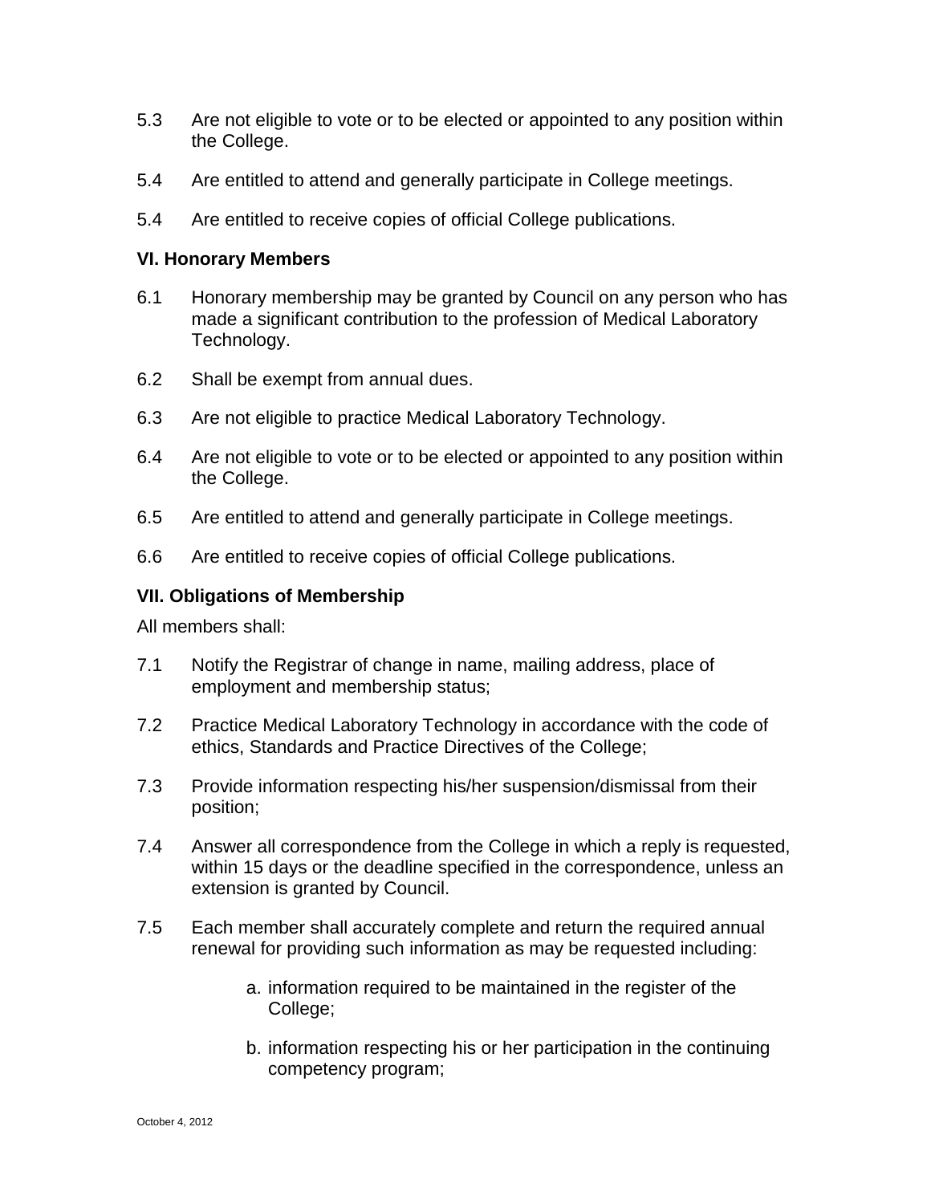5.3 Are not eligible to vote or to be elected or appointed to any position within the College.

5.4 Are entitled to attend and generally participate in College meetings.

5.4 Are entitled to receive copies of official College publications.

### VI. Honorary Members

6.1 Honorary membership may be granted by Council on any person who has made a significant contribution to the profession of Medical Laboratory Technology.

6.2 Shall be exempt from annual dues.

6.3 Are not eligible to practice Medical Laboratory Technology.

6.4 Are not eligible to vote or to be elected or appointed to any position within the College.

6.5 Are entitled to attend and generally participate in College meetings.

6.6 Are entitled to receive copies of official College publications.

### VII. Obligations of Membership

All members shall:

7.1 Notify the Registrar of change in name, mailing address, place of employment and membership status;

7.2 Practice Medical Laboratory Technology in accordance with the code of ethics, Standards and Practice Directives of the College;

7.3 Provide information respecting his/her suspension/dismissal from their position;

7.4 Answer all correspondence from the College in which a reply is requested, within 15 days or the deadline specified in the correspondence, unless an extension is granted by Council.

7.5 Each member shall accurately complete and return the required annual renewal for providing such information as may be requested including:

   a. information required to be maintained in the register of the College;

   b. information respecting his or her participation in the continuing competency program;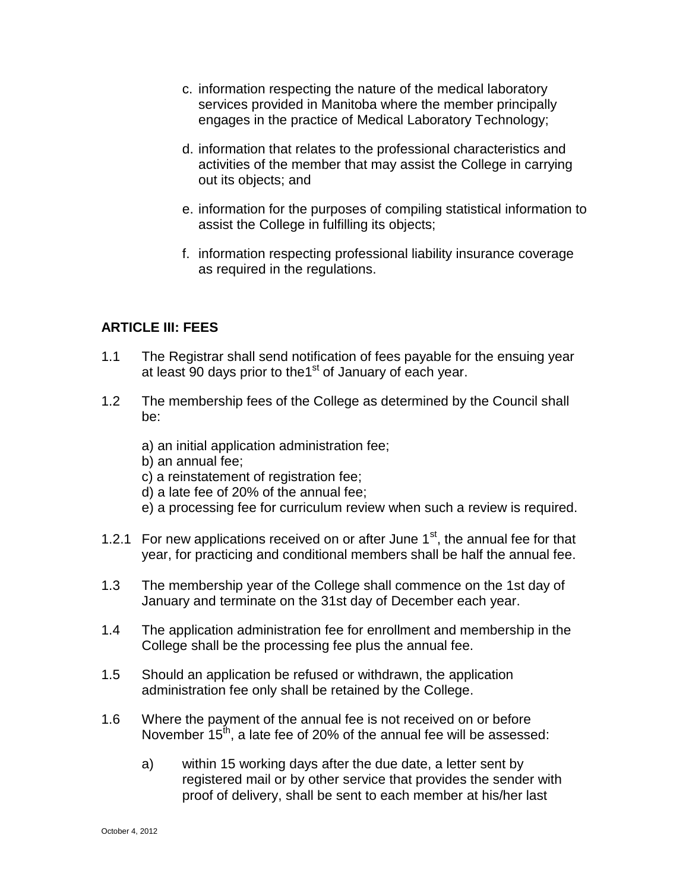c. information respecting the nature of the medical laboratory services provided in Manitoba where the member principally engages in the practice of Medical Laboratory Technology;

d. information that relates to the professional characteristics and activities of the member that may assist the College in carrying out its objects; and

e. information for the purposes of compiling statistical information to assist the College in fulfilling its objects;

f. information respecting professional liability insurance coverage as required in the regulations.

**ARTICLE III: FEES**

1.1 The Registrar shall send notification of fees payable for the ensuing year at least 90 days prior to the1st of January of each year.

1.2 The membership fees of the College as determined by the Council shall be:

a) an initial application administration fee;
b) an annual fee;
c) a reinstatement of registration fee;
d) a late fee of 20% of the annual fee;
e) a processing fee for curriculum review when such a review is required.

1.2.1 For new applications received on or after June 1st, the annual fee for that year, for practicing and conditional members shall be half the annual fee.

1.3 The membership year of the College shall commence on the 1st day of January and terminate on the 31st day of December each year.

1.4 The application administration fee for enrollment and membership in the College shall be the processing fee plus the annual fee.

1.5 Should an application be refused or withdrawn, the application administration fee only shall be retained by the College.

1.6 Where the payment of the annual fee is not received on or before November 15th, a late fee of 20% of the annual fee will be assessed:

a) within 15 working days after the due date, a letter sent by registered mail or by other service that provides the sender with proof of delivery, shall be sent to each member at his/her last

October 4, 2012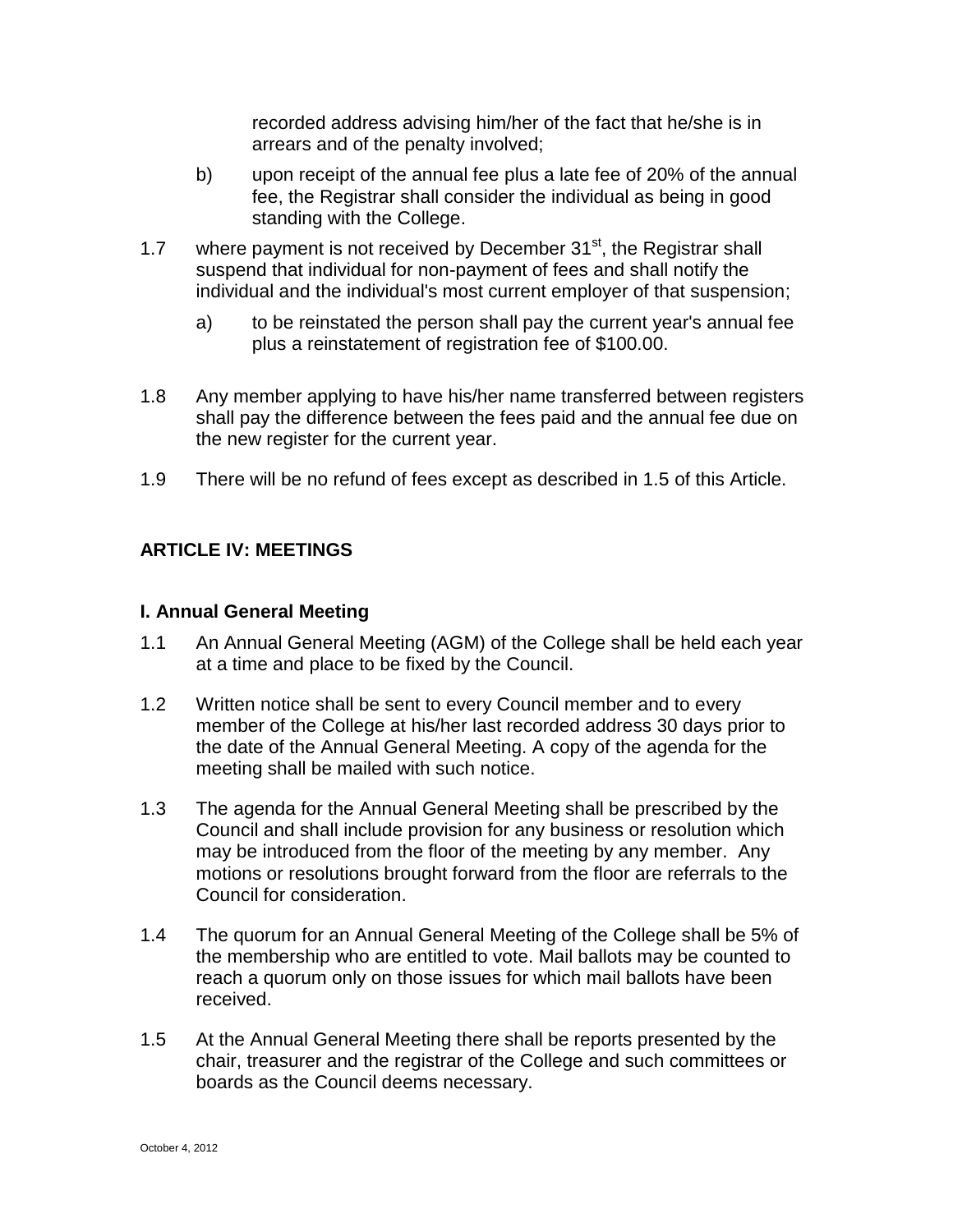recorded address advising him/her of the fact that he/she is in arrears and of the penalty involved;

b) upon receipt of the annual fee plus a late fee of 20% of the annual fee, the Registrar shall consider the individual as being in good standing with the College.

1.7 where payment is not received by December 31st, the Registrar shall suspend that individual for non-payment of fees and shall notify the individual and the individual's most current employer of that suspension;

a) to be reinstated the person shall pay the current year's annual fee plus a reinstatement of registration fee of $100.00.

1.8 Any member applying to have his/her name transferred between registers shall pay the difference between the fees paid and the annual fee due on the new register for the current year.

1.9 There will be no refund of fees except as described in 1.5 of this Article.

## ARTICLE IV: MEETINGS

### I. Annual General Meeting

1.1 An Annual General Meeting (AGM) of the College shall be held each year at a time and place to be fixed by the Council.

1.2 Written notice shall be sent to every Council member and to every member of the College at his/her last recorded address 30 days prior to the date of the Annual General Meeting. A copy of the agenda for the meeting shall be mailed with such notice.

1.3 The agenda for the Annual General Meeting shall be prescribed by the Council and shall include provision for any business or resolution which may be introduced from the floor of the meeting by any member. Any motions or resolutions brought forward from the floor are referrals to the Council for consideration.

1.4 The quorum for an Annual General Meeting of the College shall be 5% of the membership who are entitled to vote. Mail ballots may be counted to reach a quorum only on those issues for which mail ballots have been received.

1.5 At the Annual General Meeting there shall be reports presented by the chair, treasurer and the registrar of the College and such committees or boards as the Council deems necessary.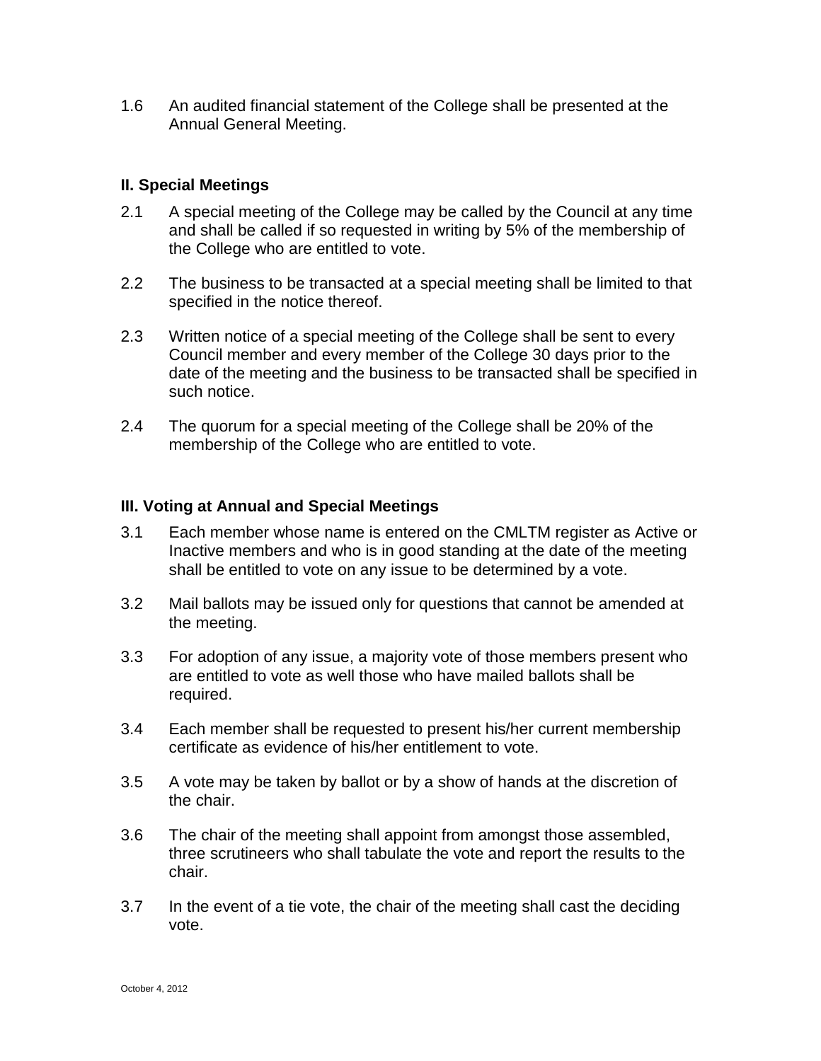1.6 An audited financial statement of the College shall be presented at the Annual General Meeting.

## II. Special Meetings

2.1 A special meeting of the College may be called by the Council at any time and shall be called if so requested in writing by 5% of the membership of the College who are entitled to vote.

2.2 The business to be transacted at a special meeting shall be limited to that specified in the notice thereof.

2.3 Written notice of a special meeting of the College shall be sent to every Council member and every member of the College 30 days prior to the date of the meeting and the business to be transacted shall be specified in such notice.

2.4 The quorum for a special meeting of the College shall be 20% of the membership of the College who are entitled to vote.

## III. Voting at Annual and Special Meetings

3.1 Each member whose name is entered on the CMLTM register as Active or Inactive members and who is in good standing at the date of the meeting shall be entitled to vote on any issue to be determined by a vote.

3.2 Mail ballots may be issued only for questions that cannot be amended at the meeting.

3.3 For adoption of any issue, a majority vote of those members present who are entitled to vote as well those who have mailed ballots shall be required.

3.4 Each member shall be requested to present his/her current membership certificate as evidence of his/her entitlement to vote.

3.5 A vote may be taken by ballot or by a show of hands at the discretion of the chair.

3.6 The chair of the meeting shall appoint from amongst those assembled, three scrutineers who shall tabulate the vote and report the results to the chair.

3.7 In the event of a tie vote, the chair of the meeting shall cast the deciding vote.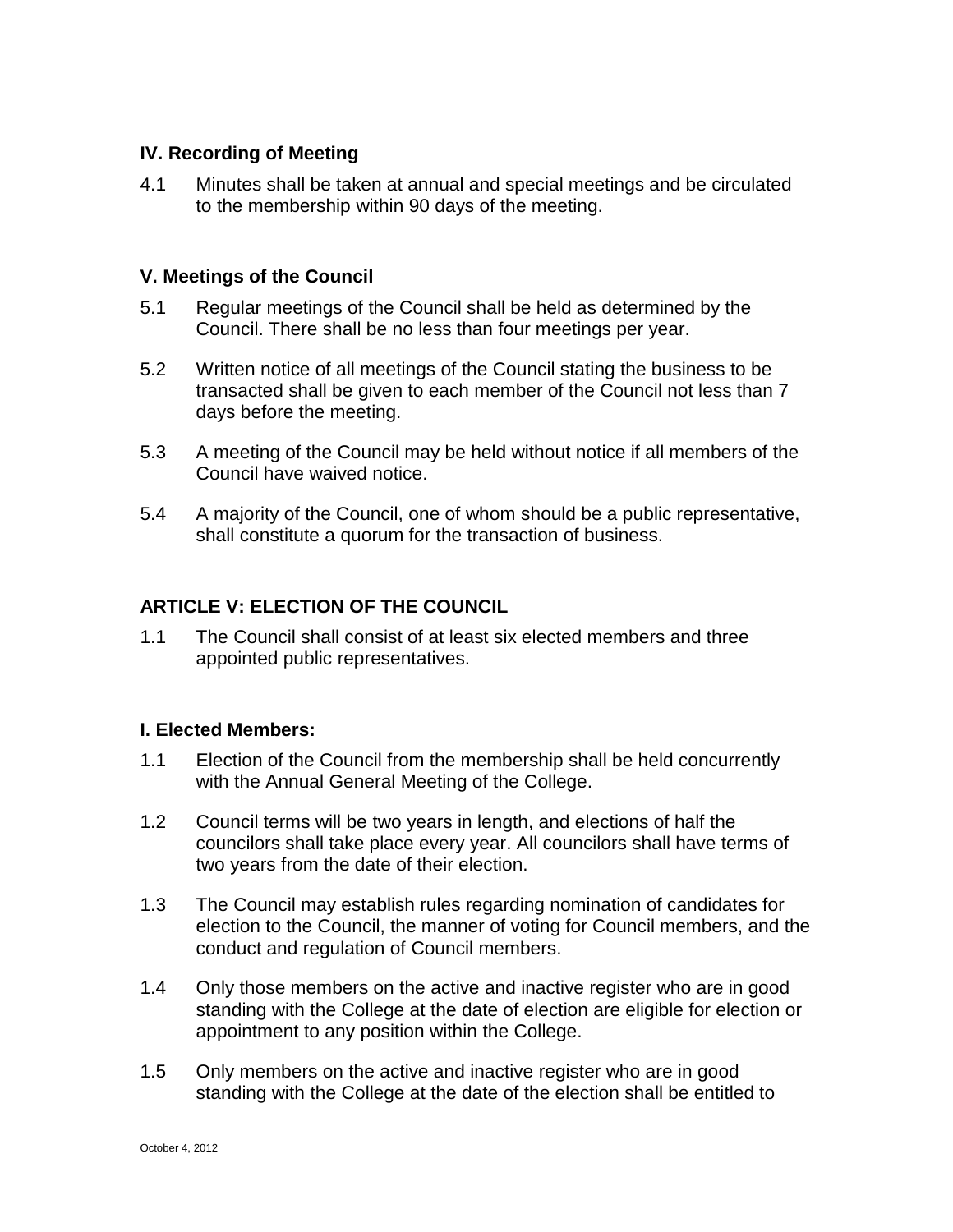### IV. Recording of Meeting

4.1 Minutes shall be taken at annual and special meetings and be circulated to the membership within 90 days of the meeting.

### V. Meetings of the Council

5.1 Regular meetings of the Council shall be held as determined by the Council. There shall be no less than four meetings per year.

5.2 Written notice of all meetings of the Council stating the business to be transacted shall be given to each member of the Council not less than 7 days before the meeting.

5.3 A meeting of the Council may be held without notice if all members of the Council have waived notice.

5.4 A majority of the Council, one of whom should be a public representative, shall constitute a quorum for the transaction of business.

## ARTICLE V: ELECTION OF THE COUNCIL

1.1 The Council shall consist of at least six elected members and three appointed public representatives.

### I. Elected Members:

1.1 Election of the Council from the membership shall be held concurrently with the Annual General Meeting of the College.

1.2 Council terms will be two years in length, and elections of half the councilors shall take place every year. All councilors shall have terms of two years from the date of their election.

1.3 The Council may establish rules regarding nomination of candidates for election to the Council, the manner of voting for Council members, and the conduct and regulation of Council members.

1.4 Only those members on the active and inactive register who are in good standing with the College at the date of election are eligible for election or appointment to any position within the College.

1.5 Only members on the active and inactive register who are in good standing with the College at the date of the election shall be entitled to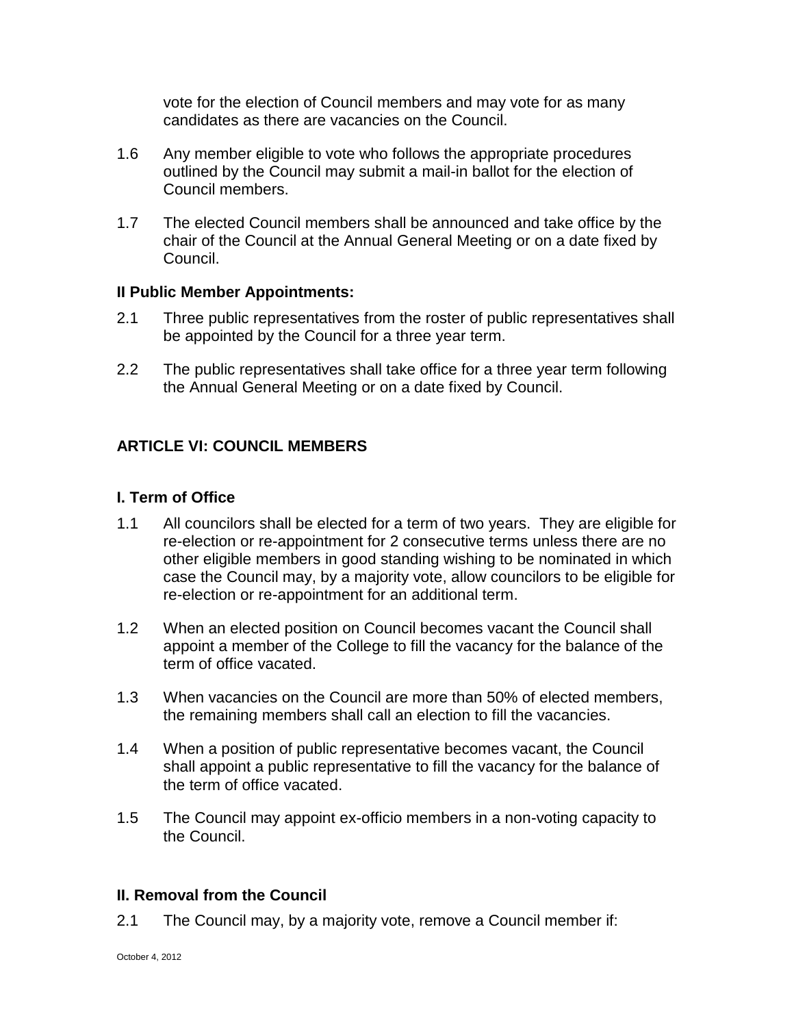vote for the election of Council members and may vote for as many candidates as there are vacancies on the Council.

1.6 Any member eligible to vote who follows the appropriate procedures outlined by the Council may submit a mail-in ballot for the election of Council members.

1.7 The elected Council members shall be announced and take office by the chair of the Council at the Annual General Meeting or on a date fixed by Council.

**II Public Member Appointments:**

2.1 Three public representatives from the roster of public representatives shall be appointed by the Council for a three year term.

2.2 The public representatives shall take office for a three year term following the Annual General Meeting or on a date fixed by Council.

## ARTICLE VI: COUNCIL MEMBERS

### I. Term of Office

1.1 All councilors shall be elected for a term of two years. They are eligible for re-election or re-appointment for 2 consecutive terms unless there are no other eligible members in good standing wishing to be nominated in which case the Council may, by a majority vote, allow councilors to be eligible for re-election or re-appointment for an additional term.

1.2 When an elected position on Council becomes vacant the Council shall appoint a member of the College to fill the vacancy for the balance of the term of office vacated.

1.3 When vacancies on the Council are more than 50% of elected members, the remaining members shall call an election to fill the vacancies.

1.4 When a position of public representative becomes vacant, the Council shall appoint a public representative to fill the vacancy for the balance of the term of office vacated.

1.5 The Council may appoint ex-officio members in a non-voting capacity to the Council.

### II. Removal from the Council

2.1 The Council may, by a majority vote, remove a Council member if: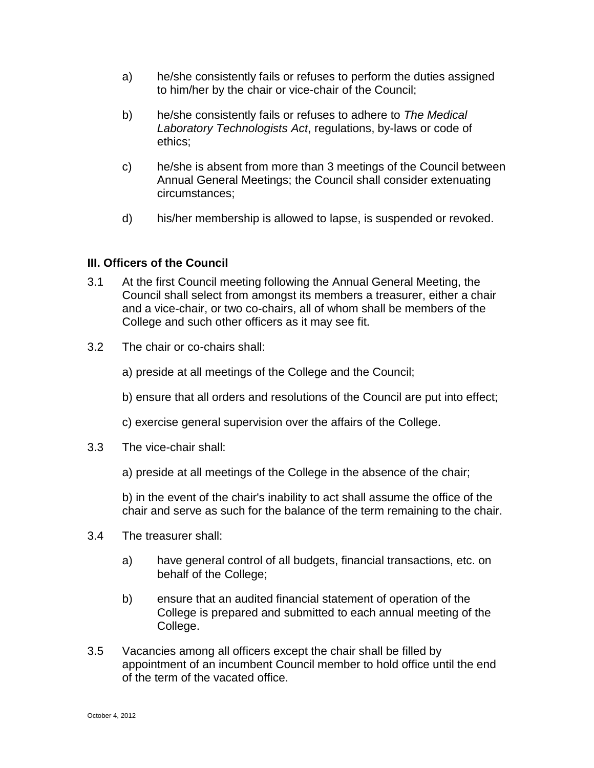a) he/she consistently fails or refuses to perform the duties assigned to him/her by the chair or vice-chair of the Council;

b) he/she consistently fails or refuses to adhere to *The Medical Laboratory Technologists Act*, regulations, by-laws or code of ethics;

c) he/she is absent from more than 3 meetings of the Council between Annual General Meetings; the Council shall consider extenuating circumstances;

d) his/her membership is allowed to lapse, is suspended or revoked.

### III. Officers of the Council

3.1 At the first Council meeting following the Annual General Meeting, the Council shall select from amongst its members a treasurer, either a chair and a vice-chair, or two co-chairs, all of whom shall be members of the College and such other officers as it may see fit.

3.2 The chair or co-chairs shall:

a) preside at all meetings of the College and the Council;

b) ensure that all orders and resolutions of the Council are put into effect;

c) exercise general supervision over the affairs of the College.

3.3 The vice-chair shall:

a) preside at all meetings of the College in the absence of the chair;

b) in the event of the chair's inability to act shall assume the office of the chair and serve as such for the balance of the term remaining to the chair.

3.4 The treasurer shall:

a) have general control of all budgets, financial transactions, etc. on behalf of the College;

b) ensure that an audited financial statement of operation of the College is prepared and submitted to each annual meeting of the College.

3.5 Vacancies among all officers except the chair shall be filled by appointment of an incumbent Council member to hold office until the end of the term of the vacated office.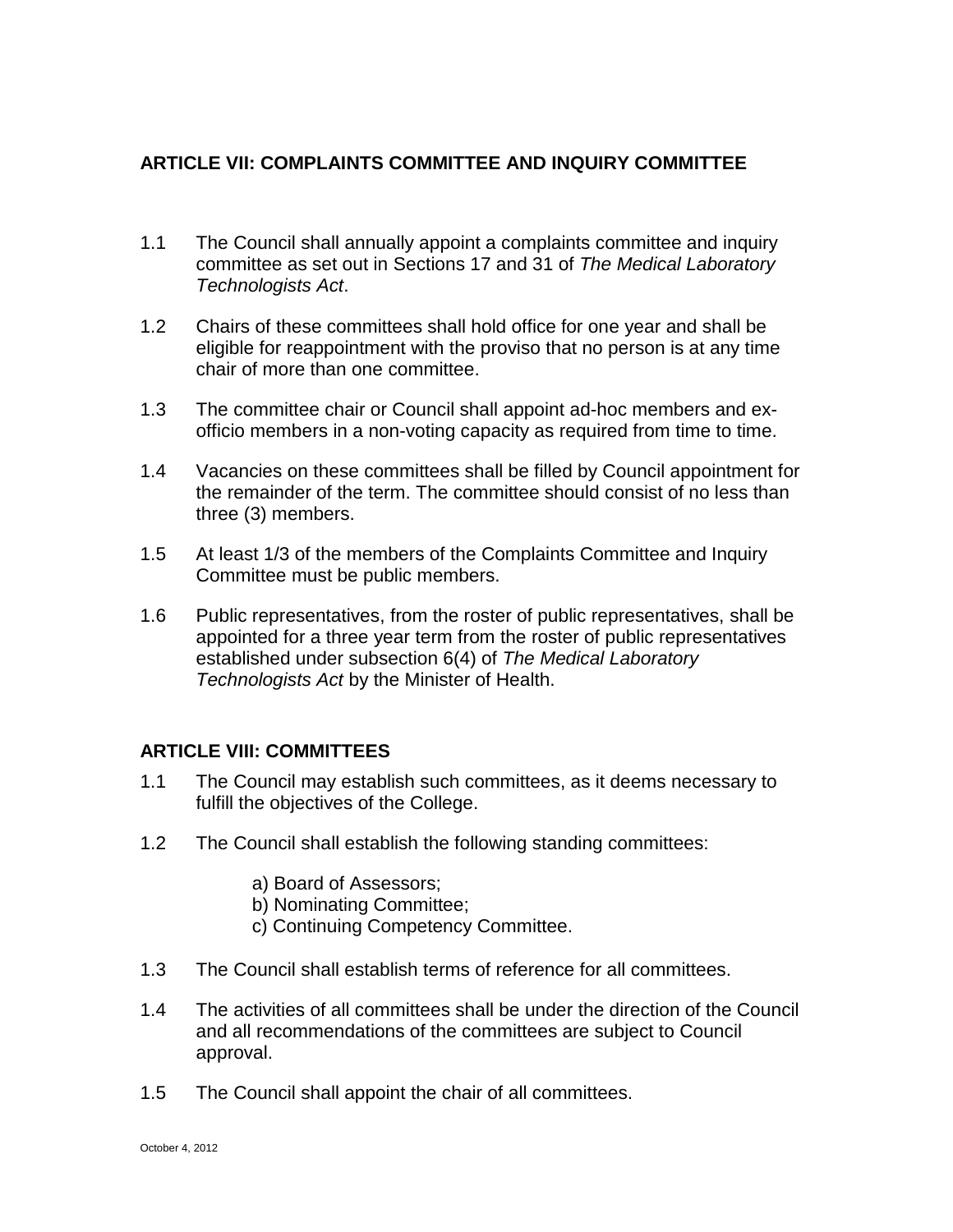## ARTICLE VII: COMPLAINTS COMMITTEE AND INQUIRY COMMITTEE

1.1 The Council shall annually appoint a complaints committee and inquiry committee as set out in Sections 17 and 31 of *The Medical Laboratory Technologists Act*.

1.2 Chairs of these committees shall hold office for one year and shall be eligible for reappointment with the proviso that no person is at any time chair of more than one committee.

1.3 The committee chair or Council shall appoint ad-hoc members and ex-officio members in a non-voting capacity as required from time to time.

1.4 Vacancies on these committees shall be filled by Council appointment for the remainder of the term. The committee should consist of no less than three (3) members.

1.5 At least 1/3 of the members of the Complaints Committee and Inquiry Committee must be public members.

1.6 Public representatives, from the roster of public representatives, shall be appointed for a three year term from the roster of public representatives established under subsection 6(4) of *The Medical Laboratory Technologists Act* by the Minister of Health.

## ARTICLE VIII: COMMITTEES

1.1 The Council may establish such committees, as it deems necessary to fulfill the objectives of the College.

1.2 The Council shall establish the following standing committees:

   a) Board of Assessors;
   b) Nominating Committee;
   c) Continuing Competency Committee.

1.3 The Council shall establish terms of reference for all committees.

1.4 The activities of all committees shall be under the direction of the Council and all recommendations of the committees are subject to Council approval.

1.5 The Council shall appoint the chair of all committees.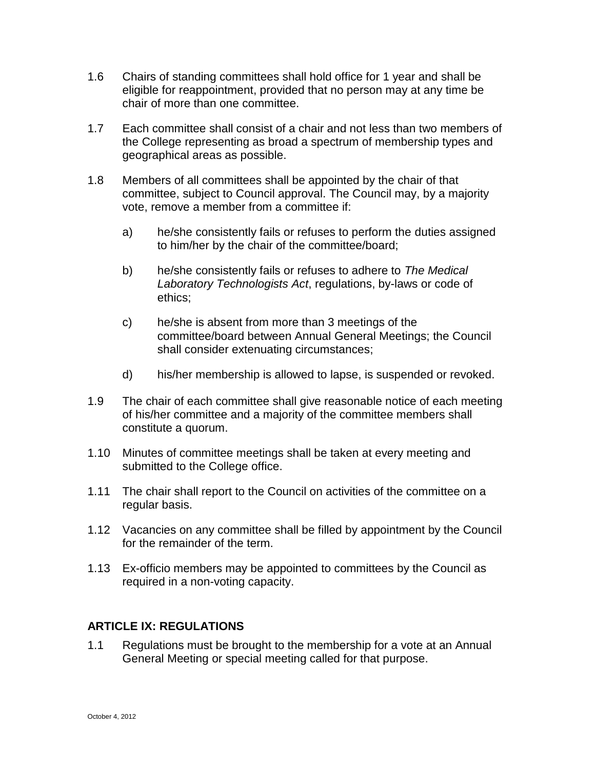1.6 Chairs of standing committees shall hold office for 1 year and shall be eligible for reappointment, provided that no person may at any time be chair of more than one committee.

1.7 Each committee shall consist of a chair and not less than two members of the College representing as broad a spectrum of membership types and geographical areas as possible.

1.8 Members of all committees shall be appointed by the chair of that committee, subject to Council approval. The Council may, by a majority vote, remove a member from a committee if:

   a) he/she consistently fails or refuses to perform the duties assigned to him/her by the chair of the committee/board;

   b) he/she consistently fails or refuses to adhere to *The Medical Laboratory Technologists Act*, regulations, by-laws or code of ethics;

   c) he/she is absent from more than 3 meetings of the committee/board between Annual General Meetings; the Council shall consider extenuating circumstances;

   d) his/her membership is allowed to lapse, is suspended or revoked.

1.9 The chair of each committee shall give reasonable notice of each meeting of his/her committee and a majority of the committee members shall constitute a quorum.

1.10 Minutes of committee meetings shall be taken at every meeting and submitted to the College office.

1.11 The chair shall report to the Council on activities of the committee on a regular basis.

1.12 Vacancies on any committee shall be filled by appointment by the Council for the remainder of the term.

1.13 Ex-officio members may be appointed to committees by the Council as required in a non-voting capacity.

## ARTICLE IX: REGULATIONS

1.1 Regulations must be brought to the membership for a vote at an Annual General Meeting or special meeting called for that purpose.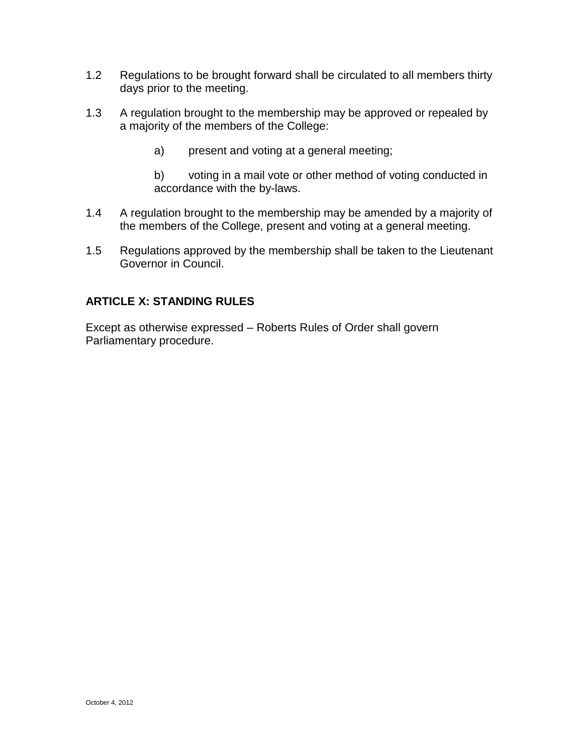1.2 Regulations to be brought forward shall be circulated to all members thirty days prior to the meeting.

1.3 A regulation brought to the membership may be approved or repealed by a majority of the members of the College:

> a) present and voting at a general meeting;
>
> b) voting in a mail vote or other method of voting conducted in accordance with the by-laws.

1.4 A regulation brought to the membership may be amended by a majority of the members of the College, present and voting at a general meeting.

1.5 Regulations approved by the membership shall be taken to the Lieutenant Governor in Council.

## ARTICLE X: STANDING RULES

Except as otherwise expressed – Roberts Rules of Order shall govern Parliamentary procedure.

October 4, 2012